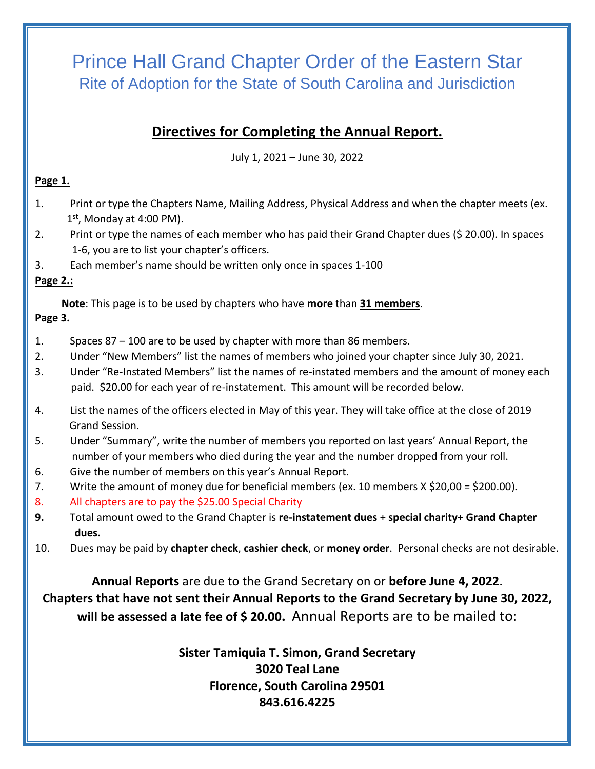# Prince Hall Grand Chapter Order of the Eastern Star

## Rite of Adoption for the State of South Carolina and Jurisdiction

## Directives for Completing the Annual Report.

July 1, 2021 – June 30, 2022

**Page 1.**

1. Print or type the Chapters Name, Mailing Address, Physical Address and when the chapter meets (ex. 1st, Monday at 4:00 PM).
2. Print or type the names of each member who has paid their Grand Chapter dues ($ 20.00). In spaces 1-6, you are to list your chapter's officers.
3. Each member's name should be written only once in spaces 1-100

**Page 2.:**

**Note**: This page is to be used by chapters who have **more** than **31 members**.

**Page 3.**

1. Spaces 87 – 100 are to be used by chapter with more than 86 members.
2. Under "New Members" list the names of members who joined your chapter since July 30, 2021.
3. Under "Re-Instated Members" list the names of re-instated members and the amount of money each paid. $20.00 for each year of re-instatement. This amount will be recorded below.
4. List the names of the officers elected in May of this year. They will take office at the close of 2019 Grand Session.
5. Under "Summary", write the number of members you reported on last years' Annual Report, the number of your members who died during the year and the number dropped from your roll.
6. Give the number of members on this year's Annual Report.
7. Write the amount of money due for beneficial members (ex. 10 members X $20,00 = $200.00).
8. All chapters are to pay the $25.00 Special Charity
9. Total amount owed to the Grand Chapter is **re-instatement dues** + **special charity**+ **Grand Chapter dues.**
10. Dues may be paid by **chapter check**, **cashier check**, or **money order**. Personal checks are not desirable.

**Annual Reports** are due to the Grand Secretary on or **before June 4, 2022**.
**Chapters that have not sent their Annual Reports to the Grand Secretary by June 30, 2022, will be assessed a late fee of $ 20.00.** Annual Reports are to be mailed to:

**Sister Tamiquia T. Simon, Grand Secretary**
**3020 Teal Lane**
**Florence, South Carolina 29501**
**843.616.4225**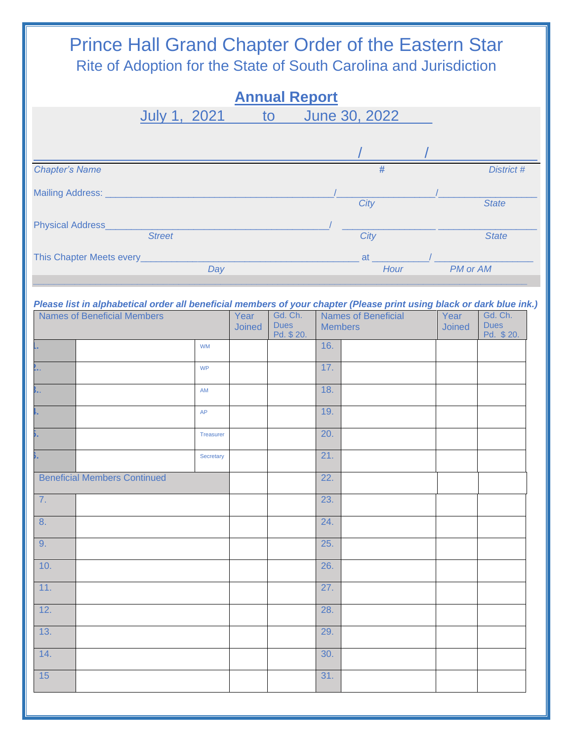# Prince Hall Grand Chapter Order of the Eastern Star

## Rite of Adoption for the State of South Carolina and Jurisdiction

## Annual Report

July 1, 2021 to June 30, 2022

_______________________________________________ / _______ / ___________

*Chapter's Name* *#* *District #*

Mailing Address: _________________________________________/________________/_________________
*City* *State*

Physical Address_________________________________________/ ________________ _________________
*Street* *City* *State*

This Chapter Meets every________________________________________ at __________/ _________________
*Day* *Hour* *PM or AM*

***Please list in alphabetical order all beneficial members of your chapter (Please print using black or dark blue ink.)***

| Names of Beneficial Members | | | Year Joined | Gd. Ch. Dues Pd. $ 20. | Names of Beneficial Members | | Year Joined | Gd. Ch. Dues Pd. $ 20. |
|---|---|---|---|---|---|---|---|---|
| 1. | | WM | | | 16. | | | |
| 2. | | WP | | | 17. | | | |
| 3. | | AM | | | 18. | | | |
| 4. | | AP | | | 19. | | | |
| 5. | | Treasurer | | | 20. | | | |
| 6. | | Secretary | | | 21. | | | |
| Beneficial Members Continued | | | | | 22. | | | |
| 7. | | | | | 23. | | | |
| 8. | | | | | 24. | | | |
| 9. | | | | | 25. | | | |
| 10. | | | | | 26. | | | |
| 11. | | | | | 27. | | | |
| 12. | | | | | 28. | | | |
| 13. | | | | | 29. | | | |
| 14. | | | | | 30. | | | |
| 15 | | | | | 31. | | | |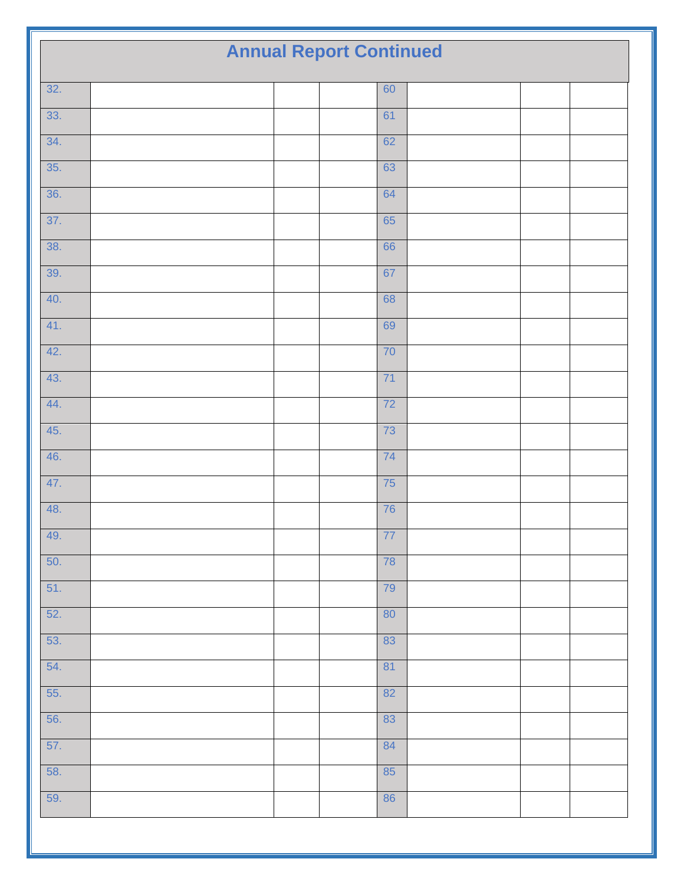# Annual Report Continued

| | | | | | | | |
|---|---|---|---|---|---|---|---|
| 32. | | | | 60 | | | |
| 33. | | | | 61 | | | |
| 34. | | | | 62 | | | |
| 35. | | | | 63 | | | |
| 36. | | | | 64 | | | |
| 37. | | | | 65 | | | |
| 38. | | | | 66 | | | |
| 39. | | | | 67 | | | |
| 40. | | | | 68 | | | |
| 41. | | | | 69 | | | |
| 42. | | | | 70 | | | |
| 43. | | | | 71 | | | |
| 44. | | | | 72 | | | |
| 45. | | | | 73 | | | |
| 46. | | | | 74 | | | |
| 47. | | | | 75 | | | |
| 48. | | | | 76 | | | |
| 49. | | | | 77 | | | |
| 50. | | | | 78 | | | |
| 51. | | | | 79 | | | |
| 52. | | | | 80 | | | |
| 53. | | | | 83 | | | |
| 54. | | | | 81 | | | |
| 55. | | | | 82 | | | |
| 56. | | | | 83 | | | |
| 57. | | | | 84 | | | |
| 58. | | | | 85 | | | |
| 59. | | | | 86 | | | |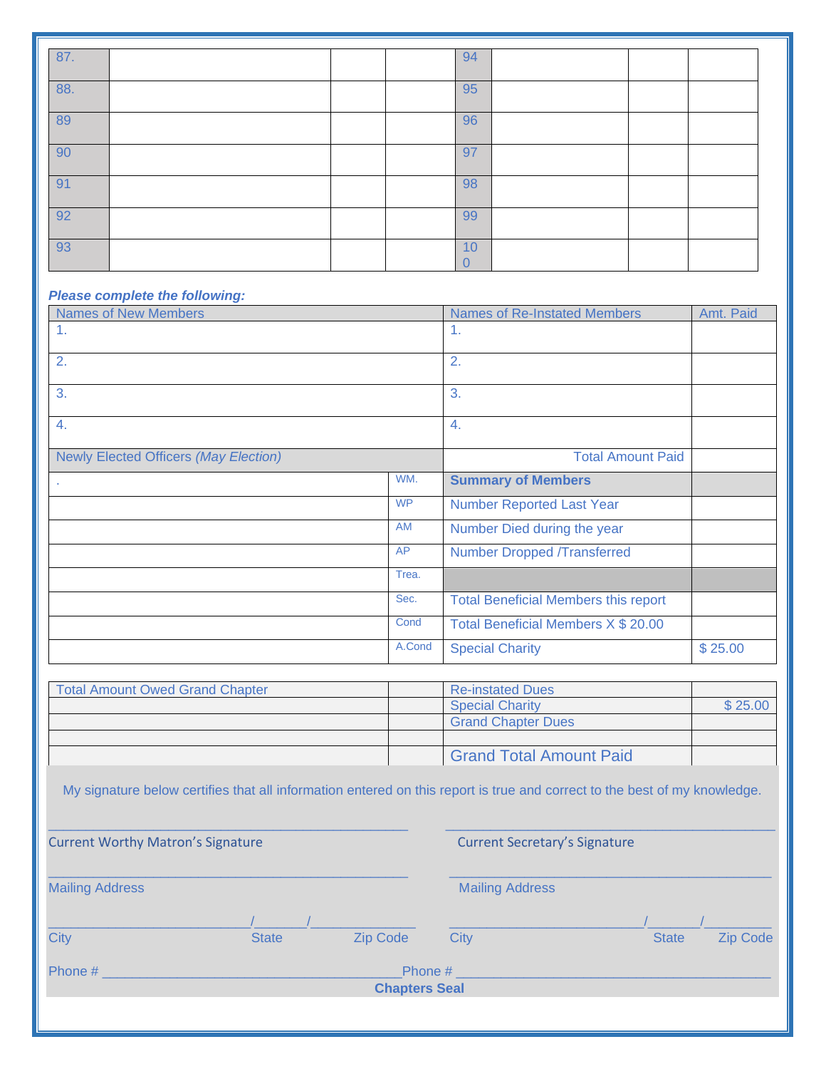| | | | | | | | |
|---|---|---|---|---|---|---|---|
| 87. | | | | 94 | | | |
| 88. | | | | 95 | | | |
| 89 | | | | 96 | | | |
| 90 | | | | 97 | | | |
| 91 | | | | 98 | | | |
| 92 | | | | 99 | | | |
| 93 | | | | 100 | | | |

***Please complete the following:***

| Names of New Members | | Names of Re-Instated Members | Amt. Paid |
|---|---|---|---|
| 1. | | 1. | |
| 2. | | 2. | |
| 3. | | 3. | |
| 4. | | 4. | |
| Newly Elected Officers *(May Election)* | | Total Amount Paid | |
| . | WM. | **Summary of Members** | |
| | WP | Number Reported Last Year | |
| | AM | Number Died during the year | |
| | AP | Number Dropped /Transferred | |
| | Trea. | | |
| | Sec. | Total Beneficial Members this report | |
| | Cond | Total Beneficial Members X $ 20.00 | |
| | A.Cond | Special Charity | $ 25.00 |

| Total Amount Owed Grand Chapter | | Re-instated Dues | |
|---|---|---|---|
| | | Special Charity | $ 25.00 |
| | | Grand Chapter Dues | |
| | | | |
| | | Grand Total Amount Paid | |

My signature below certifies that all information entered on this report is true and correct to the best of my knowledge.

_______________________________________________ Current Worthy Matron's Signature

_______________________________________________ Current Secretary's Signature

_______________________________________________ Mailing Address

_______________________________________________ Mailing Address

_________________________/_______/_____________ City State Zip Code

_________________________/_______/_____________ City State Zip Code

Phone # _______________________________________ Phone # _______________________________________

**Chapters Seal**